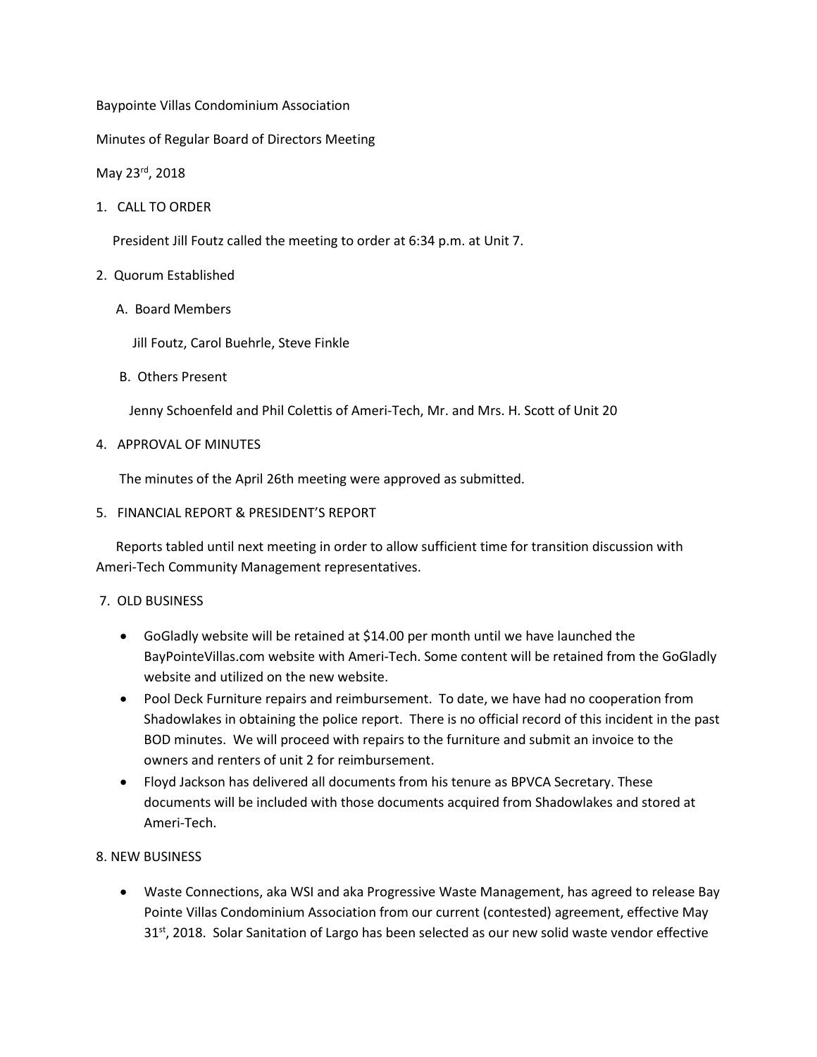Baypointe Villas Condominium Association

Minutes of Regular Board of Directors Meeting

May 23rd, 2018

1. CALL TO ORDER

   President Jill Foutz called the meeting to order at 6:34 p.m. at Unit 7.

2. Quorum Established

   A. Board Members

      Jill Foutz, Carol Buehrle, Steve Finkle

   B. Others Present

      Jenny Schoenfeld and Phil Colettis of Ameri-Tech, Mr. and Mrs. H. Scott of Unit 20

4. APPROVAL OF MINUTES

   The minutes of the April 26th meeting were approved as submitted.

5. FINANCIAL REPORT & PRESIDENT'S REPORT

   Reports tabled until next meeting in order to allow sufficient time for transition discussion with Ameri-Tech Community Management representatives.

7. OLD BUSINESS

- GoGladly website will be retained at $14.00 per month until we have launched the BayPointeVillas.com website with Ameri-Tech. Some content will be retained from the GoGladly website and utilized on the new website.
- Pool Deck Furniture repairs and reimbursement. To date, we have had no cooperation from Shadowlakes in obtaining the police report. There is no official record of this incident in the past BOD minutes. We will proceed with repairs to the furniture and submit an invoice to the owners and renters of unit 2 for reimbursement.
- Floyd Jackson has delivered all documents from his tenure as BPVCA Secretary. These documents will be included with those documents acquired from Shadowlakes and stored at Ameri-Tech.

8. NEW BUSINESS

- Waste Connections, aka WSI and aka Progressive Waste Management, has agreed to release Bay Pointe Villas Condominium Association from our current (contested) agreement, effective May 31st, 2018. Solar Sanitation of Largo has been selected as our new solid waste vendor effective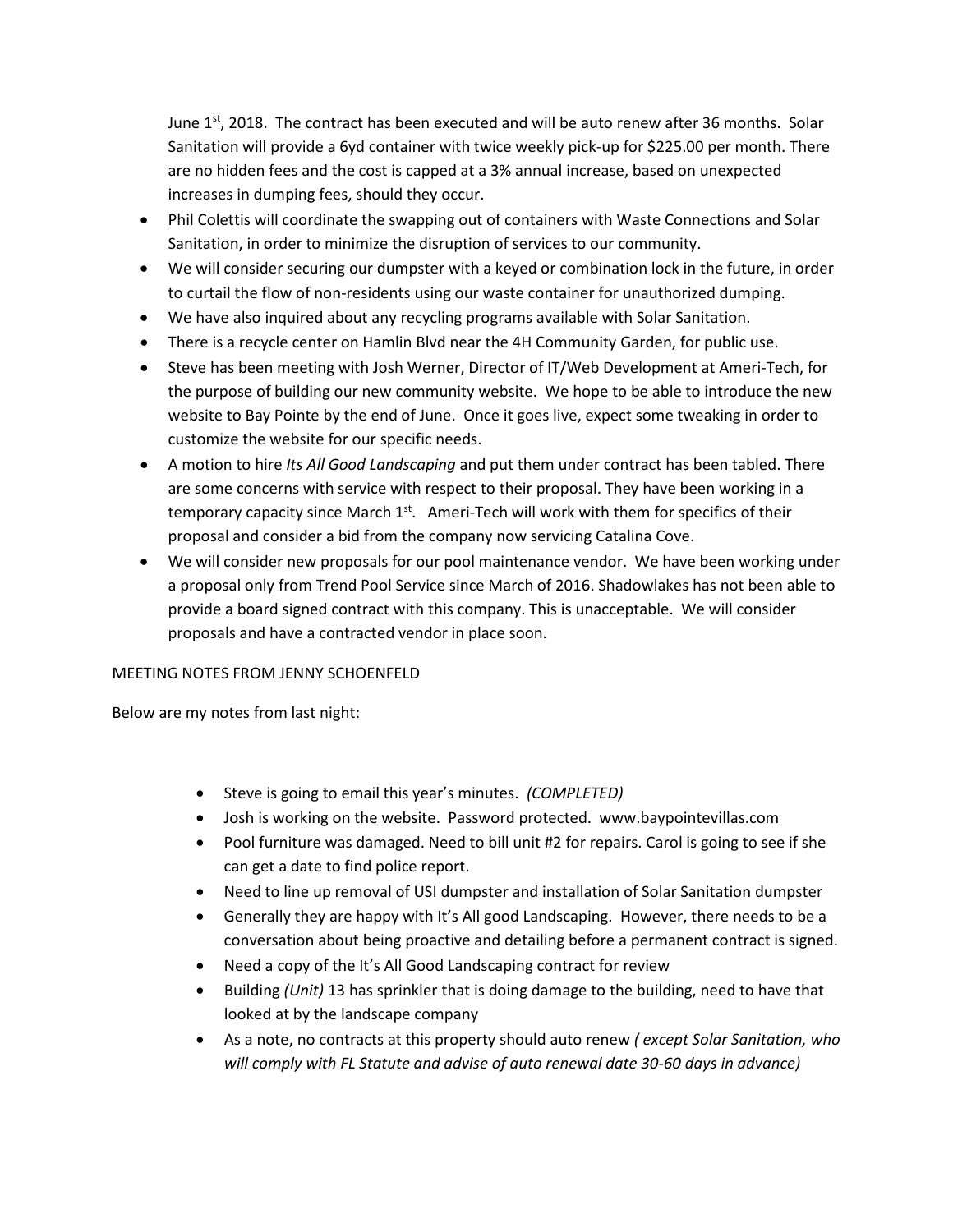June 1st, 2018. The contract has been executed and will be auto renew after 36 months. Solar Sanitation will provide a 6yd container with twice weekly pick-up for $225.00 per month. There are no hidden fees and the cost is capped at a 3% annual increase, based on unexpected increases in dumping fees, should they occur.

- Phil Colettis will coordinate the swapping out of containers with Waste Connections and Solar Sanitation, in order to minimize the disruption of services to our community.
- We will consider securing our dumpster with a keyed or combination lock in the future, in order to curtail the flow of non-residents using our waste container for unauthorized dumping.
- We have also inquired about any recycling programs available with Solar Sanitation.
- There is a recycle center on Hamlin Blvd near the 4H Community Garden, for public use.
- Steve has been meeting with Josh Werner, Director of IT/Web Development at Ameri-Tech, for the purpose of building our new community website. We hope to be able to introduce the new website to Bay Pointe by the end of June. Once it goes live, expect some tweaking in order to customize the website for our specific needs.
- A motion to hire *Its All Good Landscaping* and put them under contract has been tabled. There are some concerns with service with respect to their proposal. They have been working in a temporary capacity since March 1st. Ameri-Tech will work with them for specifics of their proposal and consider a bid from the company now servicing Catalina Cove.
- We will consider new proposals for our pool maintenance vendor. We have been working under a proposal only from Trend Pool Service since March of 2016. Shadowlakes has not been able to provide a board signed contract with this company. This is unacceptable. We will consider proposals and have a contracted vendor in place soon.

MEETING NOTES FROM JENNY SCHOENFELD

Below are my notes from last night:

- Steve is going to email this year's minutes. *(COMPLETED)*
- Josh is working on the website. Password protected. www.baypointevillas.com
- Pool furniture was damaged. Need to bill unit #2 for repairs. Carol is going to see if she can get a date to find police report.
- Need to line up removal of USI dumpster and installation of Solar Sanitation dumpster
- Generally they are happy with It's All good Landscaping. However, there needs to be a conversation about being proactive and detailing before a permanent contract is signed.
- Need a copy of the It's All Good Landscaping contract for review
- Building *(Unit)* 13 has sprinkler that is doing damage to the building, need to have that looked at by the landscape company
- As a note, no contracts at this property should auto renew *( except Solar Sanitation, who will comply with FL Statute and advise of auto renewal date 30-60 days in advance)*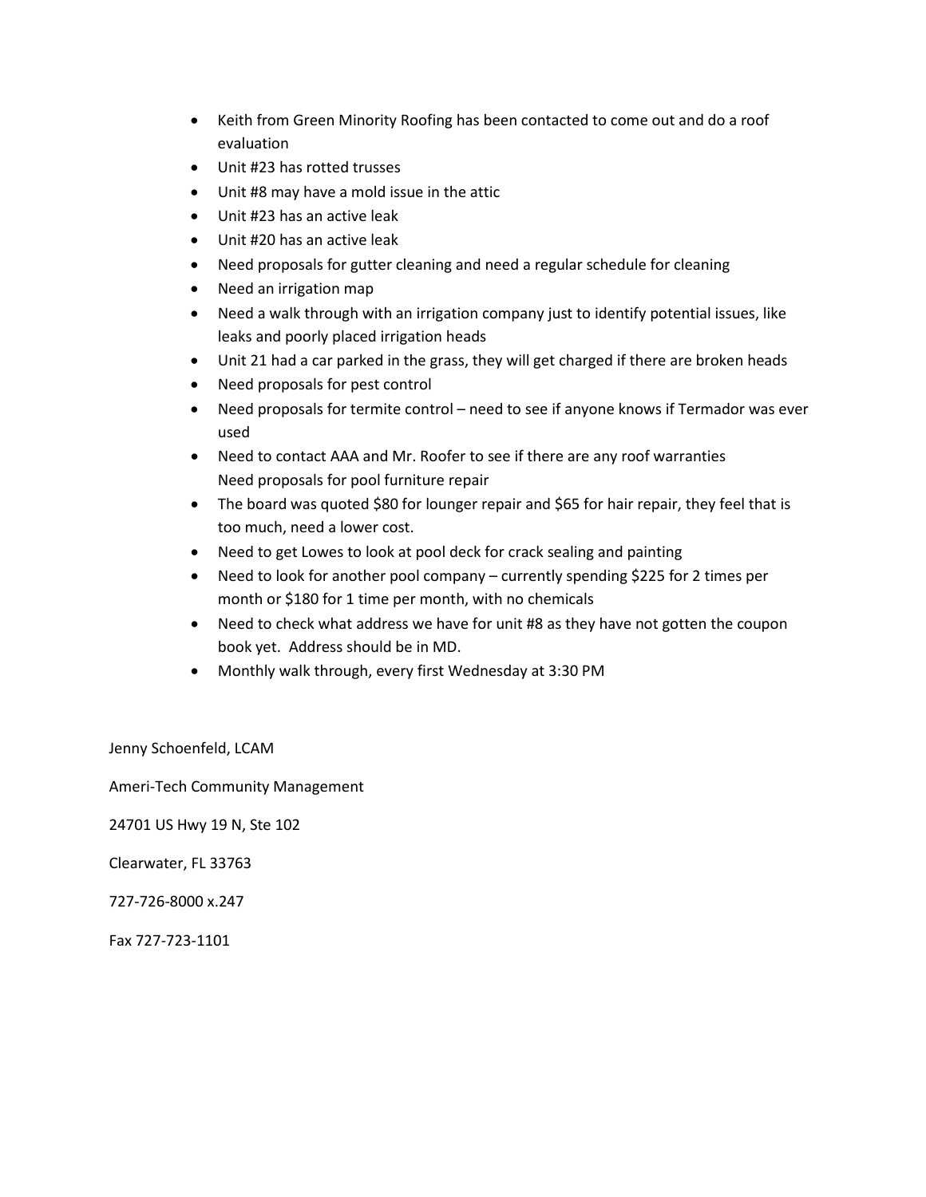- Keith from Green Minority Roofing has been contacted to come out and do a roof evaluation
- Unit #23 has rotted trusses
- Unit #8 may have a mold issue in the attic
- Unit #23 has an active leak
- Unit #20 has an active leak
- Need proposals for gutter cleaning and need a regular schedule for cleaning
- Need an irrigation map
- Need a walk through with an irrigation company just to identify potential issues, like leaks and poorly placed irrigation heads
- Unit 21 had a car parked in the grass, they will get charged if there are broken heads
- Need proposals for pest control
- Need proposals for termite control – need to see if anyone knows if Termador was ever used
- Need to contact AAA and Mr. Roofer to see if there are any roof warranties
  Need proposals for pool furniture repair
- The board was quoted $80 for lounger repair and $65 for hair repair, they feel that is too much, need a lower cost.
- Need to get Lowes to look at pool deck for crack sealing and painting
- Need to look for another pool company – currently spending $225 for 2 times per month or $180 for 1 time per month, with no chemicals
- Need to check what address we have for unit #8 as they have not gotten the coupon book yet. Address should be in MD.
- Monthly walk through, every first Wednesday at 3:30 PM

Jenny Schoenfeld, LCAM

Ameri-Tech Community Management

24701 US Hwy 19 N, Ste 102

Clearwater, FL 33763

727-726-8000 x.247

Fax 727-723-1101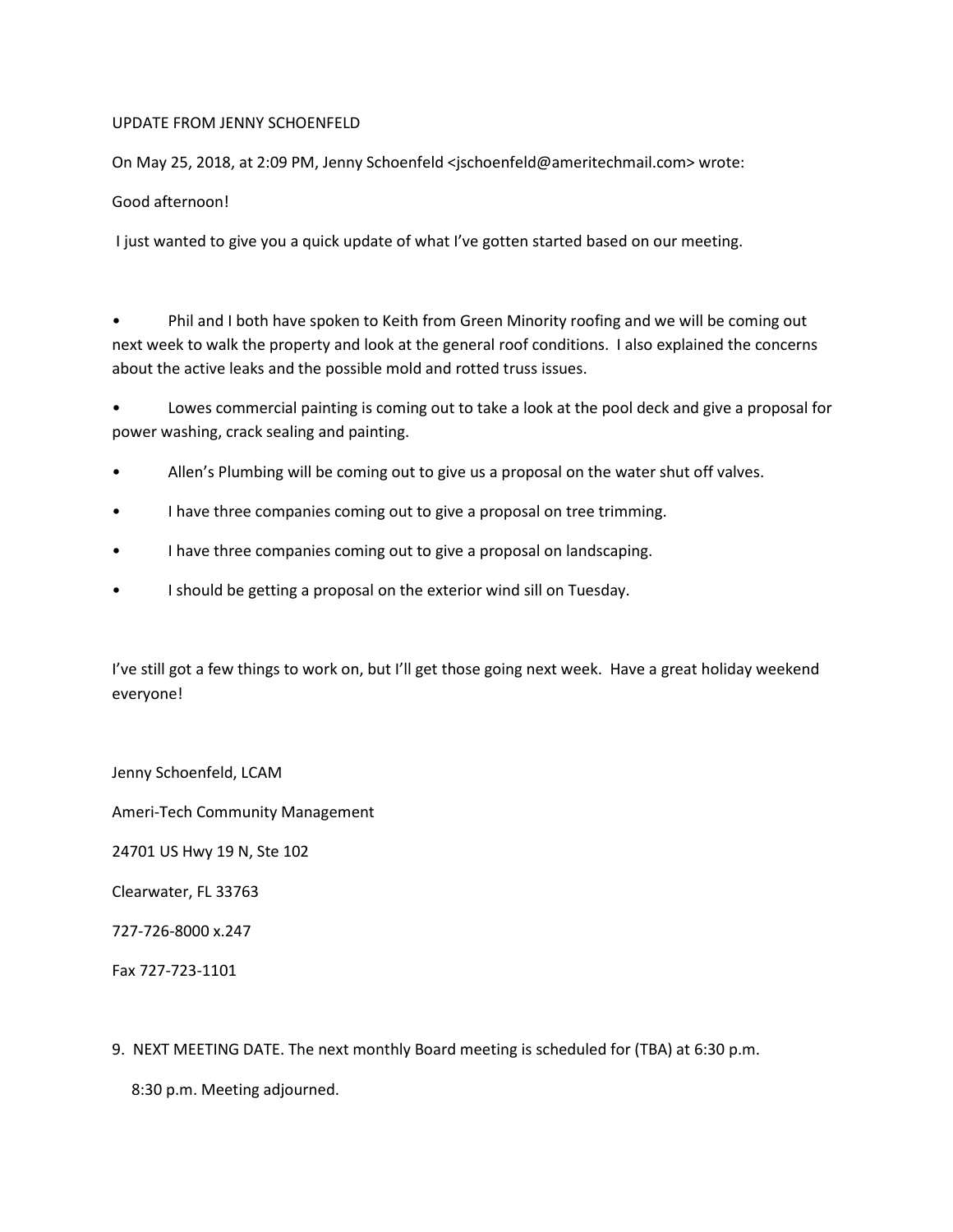UPDATE FROM JENNY SCHOENFELD

On May 25, 2018, at 2:09 PM, Jenny Schoenfeld <jschoenfeld@ameritechmail.com> wrote:

Good afternoon!

I just wanted to give you a quick update of what I've gotten started based on our meeting.

- Phil and I both have spoken to Keith from Green Minority roofing and we will be coming out next week to walk the property and look at the general roof conditions. I also explained the concerns about the active leaks and the possible mold and rotted truss issues.
- Lowes commercial painting is coming out to take a look at the pool deck and give a proposal for power washing, crack sealing and painting.
- Allen's Plumbing will be coming out to give us a proposal on the water shut off valves.
- I have three companies coming out to give a proposal on tree trimming.
- I have three companies coming out to give a proposal on landscaping.
- I should be getting a proposal on the exterior wind sill on Tuesday.

I've still got a few things to work on, but I'll get those going next week. Have a great holiday weekend everyone!

Jenny Schoenfeld, LCAM

Ameri-Tech Community Management

24701 US Hwy 19 N, Ste 102

Clearwater, FL 33763

727-726-8000 x.247

Fax 727-723-1101

9. NEXT MEETING DATE. The next monthly Board meeting is scheduled for (TBA) at 6:30 p.m.

8:30 p.m. Meeting adjourned.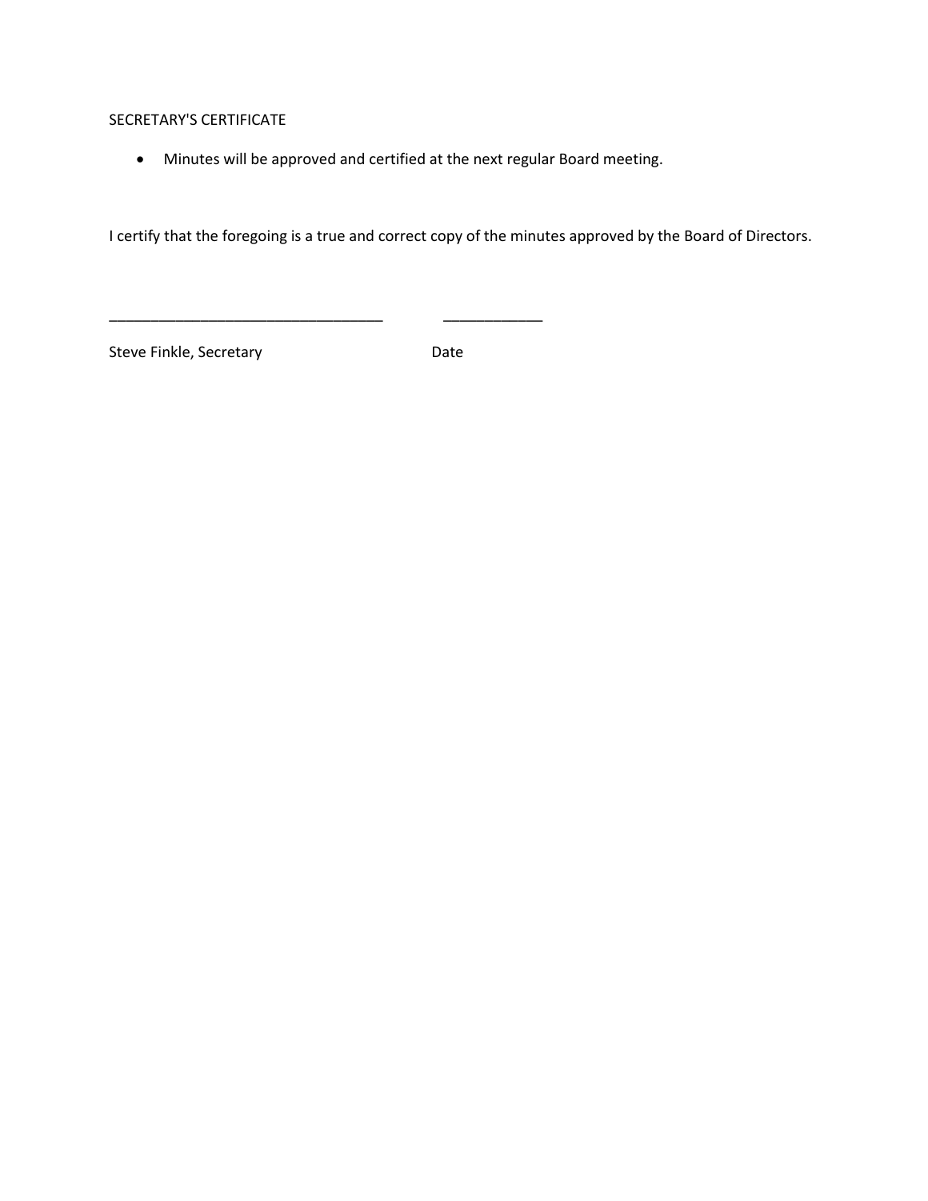SECRETARY'S CERTIFICATE

- Minutes will be approved and certified at the next regular Board meeting.

I certify that the foregoing is a true and correct copy of the minutes approved by the Board of Directors.

_________________________________ ____________

Steve Finkle, Secretary Date